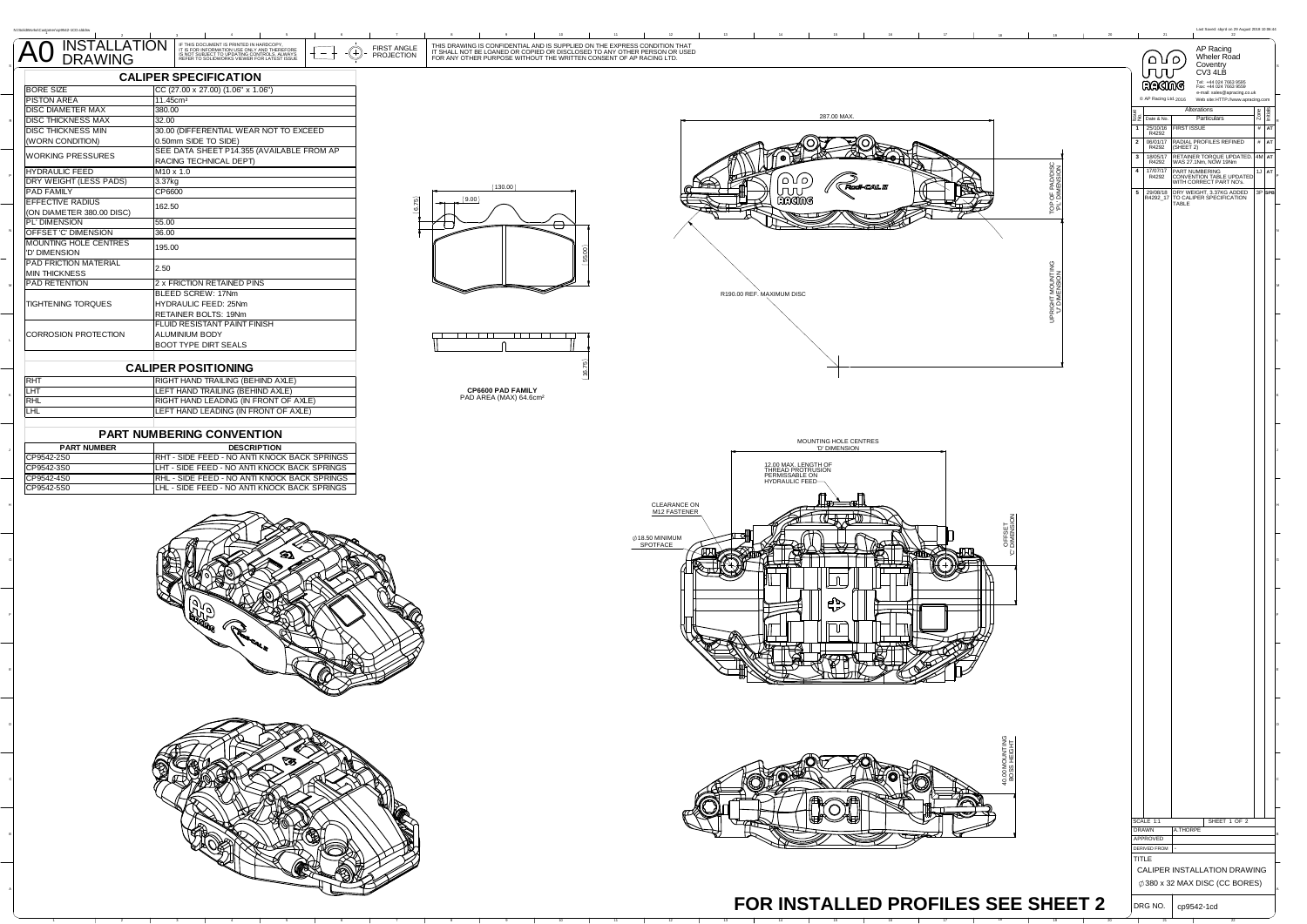# A0 INSTALLATION DRAWING

IF THIS DOCUMENT IS PRINTED IN HARDCOPY IT IS FOR INFORMATION USE ONLY AND THEREFORE IS NOT SUBJECT TO UPDATING CONTROLS. ALWAYS REFER TO SOLIDWORKS VIEWER FOR LATEST ISSUE.

FIRST ANGLE PROJECTION

THIS DRAWING IS CONFIDENTIAL AND IS SUPPLIED ON THE EXPRESS CONDITION THAT IT SHALL NOT BE LOANED OR COPIED OR DISCLOSED TO ANY OTHER PERSON OR USED FOR ANY OTHER PURPOSE WITHOUT THE WRITTEN CONSENT OF AP RACING LTD.

## CALIPER SPECIFICATION

| | |
|---|---|
| BORE SIZE | CC (27.00 x 27.00) (1.06" x 1.06") |
| PISTON AREA | 11.45cm² |
| DISC DIAMETER MAX | 380.00 |
| DISC THICKNESS MAX | 32.00 |
| DISC THICKNESS MIN (WORN CONDITION) | 30.00 (DIFFERENTIAL WEAR NOT TO EXCEED 0.50mm SIDE TO SIDE) |
| WORKING PRESSURES | SEE DATA SHEET P14.355 (AVAILABLE FROM AP RACING TECHNICAL DEPT) |
| HYDRAULIC FEED | M10 x 1.0 |
| DRY WEIGHT (LESS PADS) | 3.37kg |
| PAD FAMILY | CP6600 |
| EFFECTIVE RADIUS (ON DIAMETER 380.00 DISC) | 162.50 |
| 'PL' DIMENSION | 55.00 |
| OFFSET 'C' DIMENSION | 36.00 |
| MOUNTING HOLE CENTRES 'D' DIMENSION | 195.00 |
| PAD FRICTION MATERIAL MIN THICKNESS | 2.50 |
| PAD RETENTION | 2 x FRICTION RETAINED PINS |
| TIGHTENING TORQUES | BLEED SCREW: 17Nm<br>HYDRAULIC FEED: 25Nm<br>RETAINER BOLTS: 19Nm |
| CORROSION PROTECTION | FLUID RESISTANT PAINT FINISH<br>ALUMINIUM BODY<br>BOOT TYPE DIRT SEALS |

## CALIPER POSITIONING

| | |
|---|---|
| RHT | RIGHT HAND TRAILING (BEHIND AXLE) |
| LHT | LEFT HAND TRAILING (BEHIND AXLE) |
| RHL | RIGHT HAND LEADING (IN FRONT OF AXLE) |
| LHL | LEFT HAND LEADING (IN FRONT OF AXLE) |

## PART NUMBERING CONVENTION

| PART NUMBER | DESCRIPTION |
|---|---|
| CP9542-2S0 | RHT - SIDE FEED - NO ANTI KNOCK BACK SPRINGS |
| CP9542-3S0 | LHT - SIDE FEED - NO ANTI KNOCK BACK SPRINGS |
| CP9542-4S0 | RHL - SIDE FEED - NO ANTI KNOCK BACK SPRINGS |
| CP9542-5S0 | LHL - SIDE FEED - NO ANTI KNOCK BACK SPRINGS |

130.00 &nbsp; 9.00 &nbsp; 6.75 &nbsp; 55.00 &nbsp; 16.75

**CP6600 PAD FAMILY**
PAD AREA (MAX) 64.6cm²

287.00 MAX.

TOP OF PAD/DISC 'PL' DIMENSION

UPRIGHT MOUNTING 'U' DIMENSION

R190.00 REF. MAXIMUM DISC

MOUNTING HOLE CENTRES 'D' DIMENSION

12.00 MAX. LENGTH OF THREAD PROTRUSION PERMISSABLE ON HYDRAULIC FEED

CLEARANCE ON M12 FASTENER

∅18.50 MINIMUM SPOTFACE

OFFSET 'C' DIMENSION

40.00 MOUNTING BOSS HEIGHT

**FOR INSTALLED PROFILES SEE SHEET 2**

AP Racing
Wheler Road
Coventry
CV3 4LB
Tel: +44 024 7663 9595
Fax: +44 024 7663 9559
e-mail: sales@apracing.co.uk
© AP Racing Ltd 2016 &nbsp; Web site: HTTP://www.apracing.com

| Issue No. | Date & No. | Alterations / Particulars | Zone | Initials |
|---|---|---|---|---|
| 1 | 25/10/16 R4293 | FIRST ISSUE | - | AT |
| 2 | 06/01/17 R4292 | RADIAL PROFILES REFINED (SHEET 2) | - | AT |
| 3 | 18/05/17 R4292 | RETAINER TORQUE UPDATED. WAS 27.1Nm, NOW 19Nm | 4M | AT |
| 4 | 17/07/17 R4292 | PART NUMBERING CONVENTION TABLE UPDATED WITH CORRECT PART NO's. | 1J | AT |
| 5 | 29/08/18 R4292_17 | DRY WEIGHT, 3.37KG ADDED TO CALIPER SPECIFICATION TABLE | 3P | SPB |

SCALE 1:1 &nbsp; SHEET 1 OF 2
DRAWN: A.THORPE
APPROVED:
DERIVED FROM: -

TITLE
CALIPER INSTALLATION DRAWING
∅380 x 32 MAX DISC (CC BORES)

DRG NO. cp9542-1cd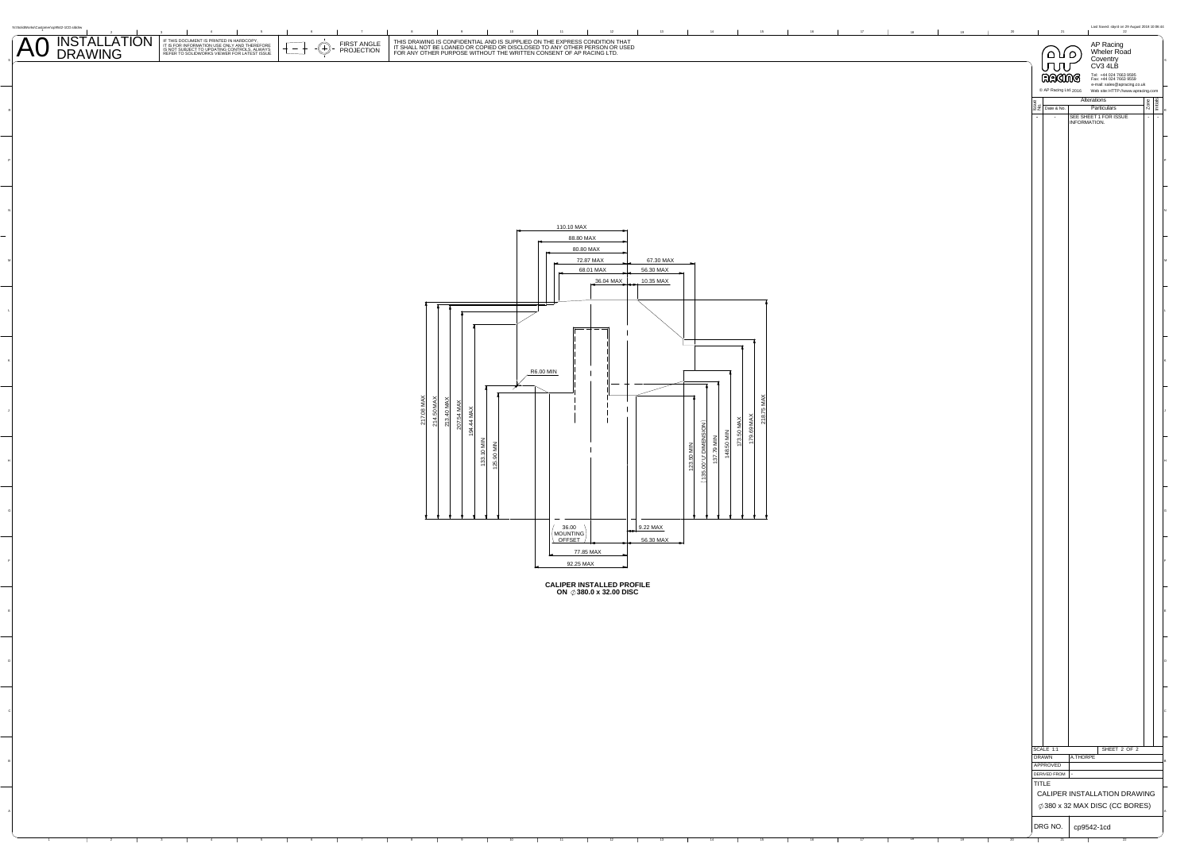# A0 INSTALLATION DRAWING

IF THIS DOCUMENT IS PRINTED IN HARDCOPY, IT IS FOR INFORMATION USE ONLY AND THEREFORE IS NOT SUBJECT TO UPDATING CONTROLS. ALWAYS REFER TO SOLIDWORKS VIEWER FOR LATEST ISSUE.

FIRST ANGLE PROJECTION

THIS DRAWING IS CONFIDENTIAL AND IS SUPPLIED ON THE EXPRESS CONDITION THAT IT SHALL NOT BE LOANED OR COPIED OR DISCLOSED TO ANY OTHER PERSON OR USED FOR ANY OTHER PURPOSE WITHOUT THE WRITTEN CONSENT OF AP RACING LTD.

AP Racing
Wheler Road
Coventry
CV3 4LB

Tel: +44 024 7663 9595
Fax: +44 024 7663 9559
e-mail: sales@apracing.co.uk
Web site: HTTP://www.apracing.com

© AP Racing Ltd 2016

| Issue No. | Date & No. | Alterations Particulars | Zone | Initials |
|---|---|---|---|---|
| - | - | SEE SHEET 1 FOR ISSUE INFORMATION. | - | - |

110.10 MAX
88.80 MAX
80.80 MAX
72.87 MAX
68.01 MAX
36.04 MAX
67.30 MAX
56.30 MAX
10.35 MAX
R6.00 MIN
217.08 MAX
214.50 MAX
213.40 MAX
207.54 MAX
194.44 MAX
133.30 MIN
125.90 MIN
123.80 MIN
135.00 'U' DIMENSION
137.79 MIN
148.50 MIN
173.50 MAX
179.69 MAX
218.75 MAX
36.00 MOUNTING OFFSET
9.22 MAX
56.30 MAX
77.85 MAX
92.25 MAX

**CALIPER INSTALLED PROFILE ON ⌀380.0 x 32.00 DISC**

SCALE 1:1 | SHEET 2 OF 2
DRAWN: A.THORPE
APPROVED:
DERIVED FROM: -

TITLE: CALIPER INSTALLATION DRAWING ⌀380 x 32 MAX DISC (CC BORES)

DRG NO. cp9542-1cd